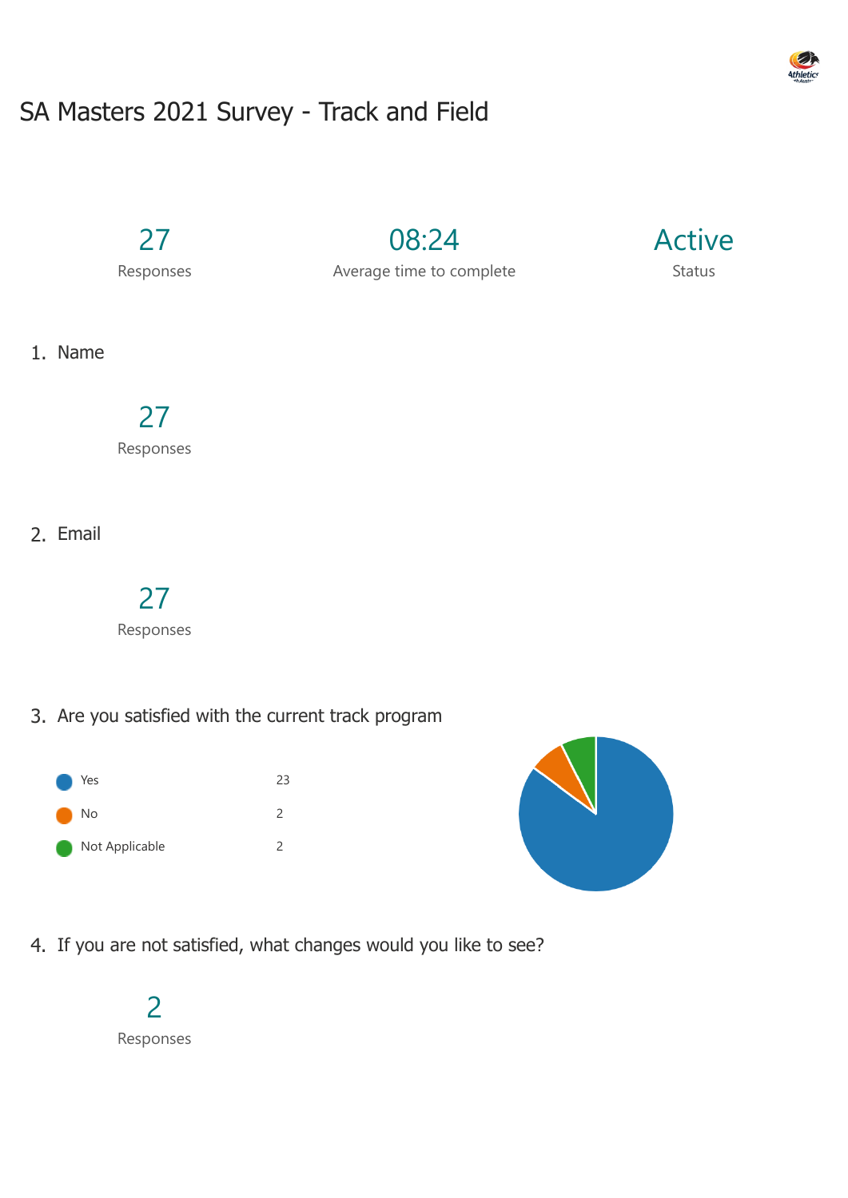# SA Masters 2021 Survey - Track and Field

| 27 | 08:24 | Active |
|---|---|---|
| Responses | Average time to complete | Status |

1. Name

27
Responses

2. Email

27
Responses

3. Are you satisfied with the current track program

| Option | Count |
|---|---|
| Yes | 23 |
| No | 2 |
| Not Applicable | 2 |

4. If you are not satisfied, what changes would you like to see?

2
Responses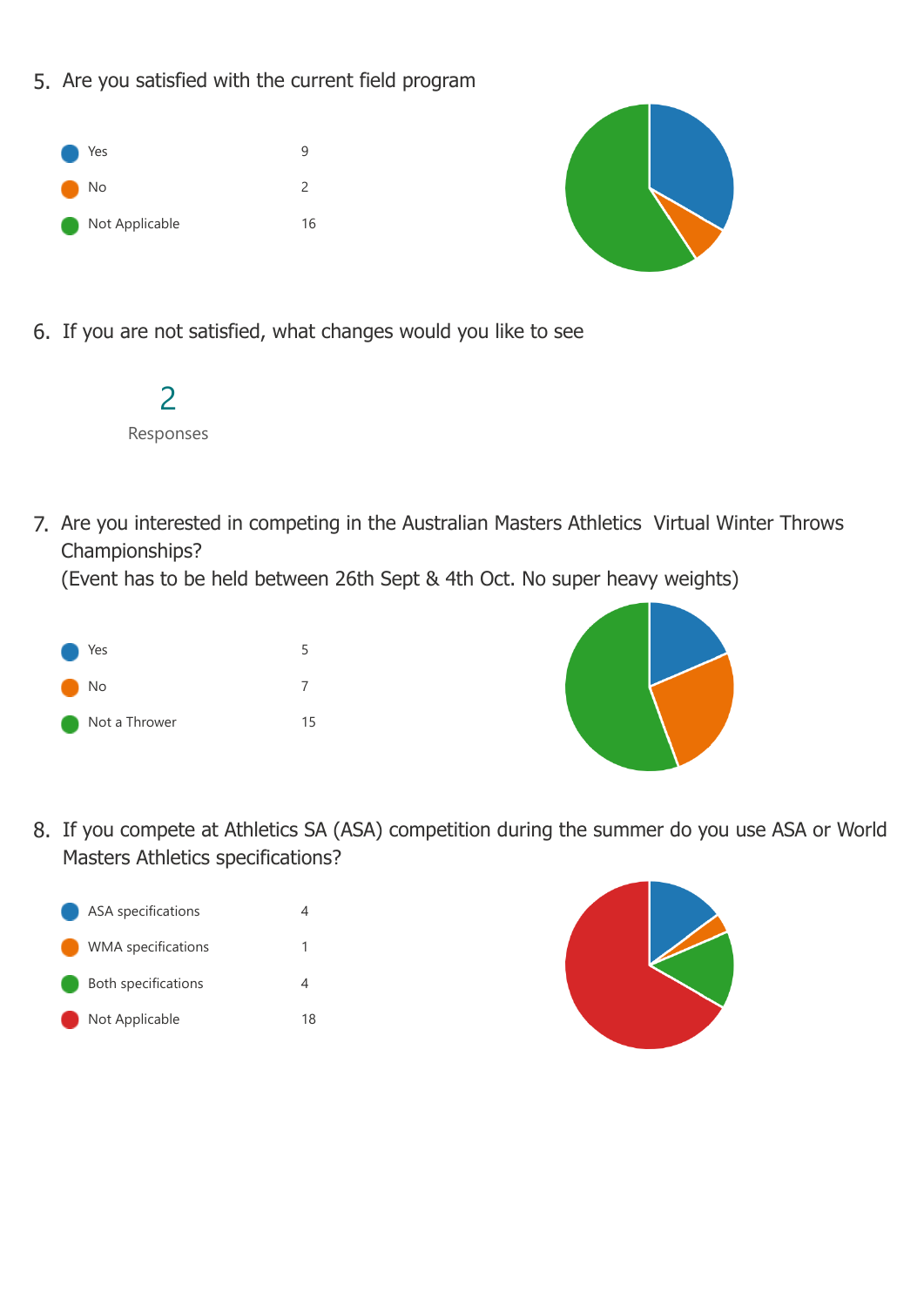5. Are you satisfied with the current field program

| | |
|---|---|
| Yes | 9 |
| No | 2 |
| Not Applicable | 16 |

6. If you are not satisfied, what changes would you like to see

2

Responses

7. Are you interested in competing in the Australian Masters Athletics Virtual Winter Throws Championships?
(Event has to be held between 26th Sept & 4th Oct. No super heavy weights)

| | |
|---|---|
| Yes | 5 |
| No | 7 |
| Not a Thrower | 15 |

8. If you compete at Athletics SA (ASA) competition during the summer do you use ASA or World Masters Athletics specifications?

| | |
|---|---|
| ASA specifications | 4 |
| WMA specifications | 1 |
| Both specifications | 4 |
| Not Applicable | 18 |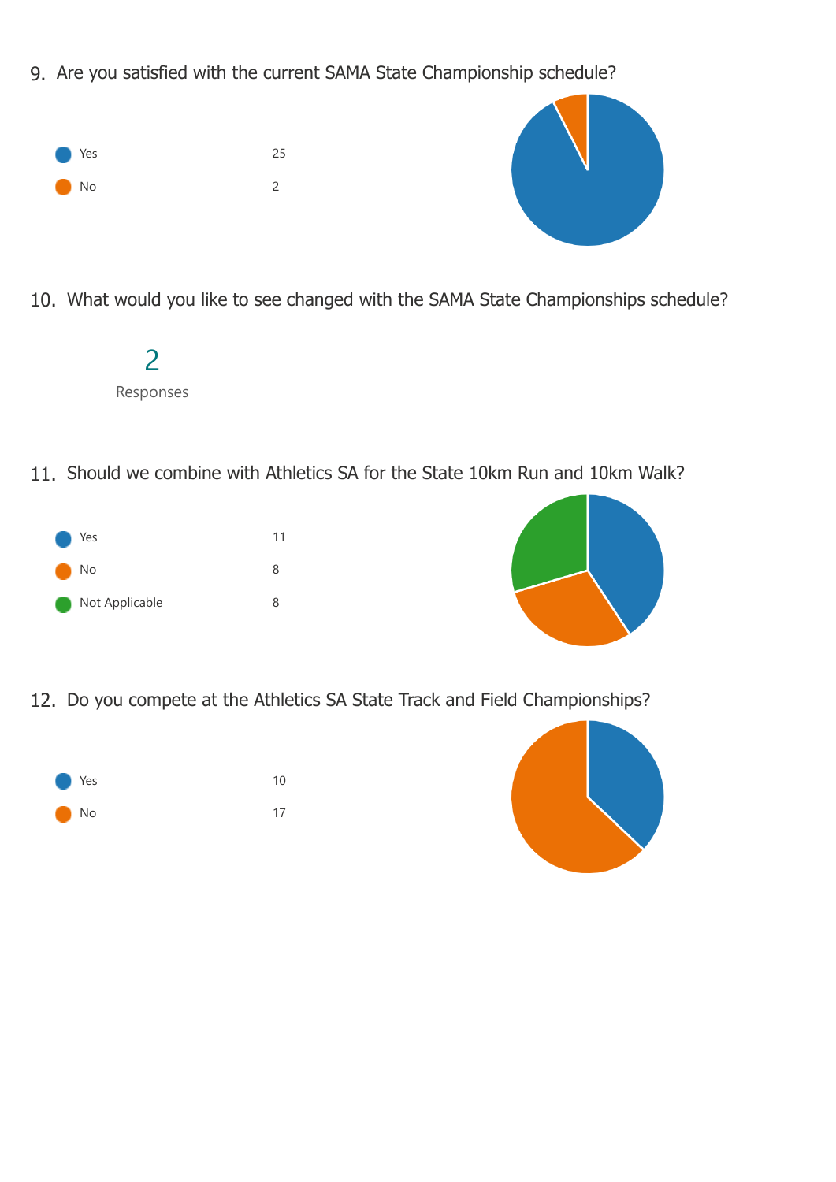9. Are you satisfied with the current SAMA State Championship schedule?

| | |
|---|---|
| Yes | 25 |
| No | 2 |

10. What would you like to see changed with the SAMA State Championships schedule?

2

Responses

11. Should we combine with Athletics SA for the State 10km Run and 10km Walk?

| | |
|---|---|
| Yes | 11 |
| No | 8 |
| Not Applicable | 8 |

12. Do you compete at the Athletics SA State Track and Field Championships?

| | |
|---|---|
| Yes | 10 |
| No | 17 |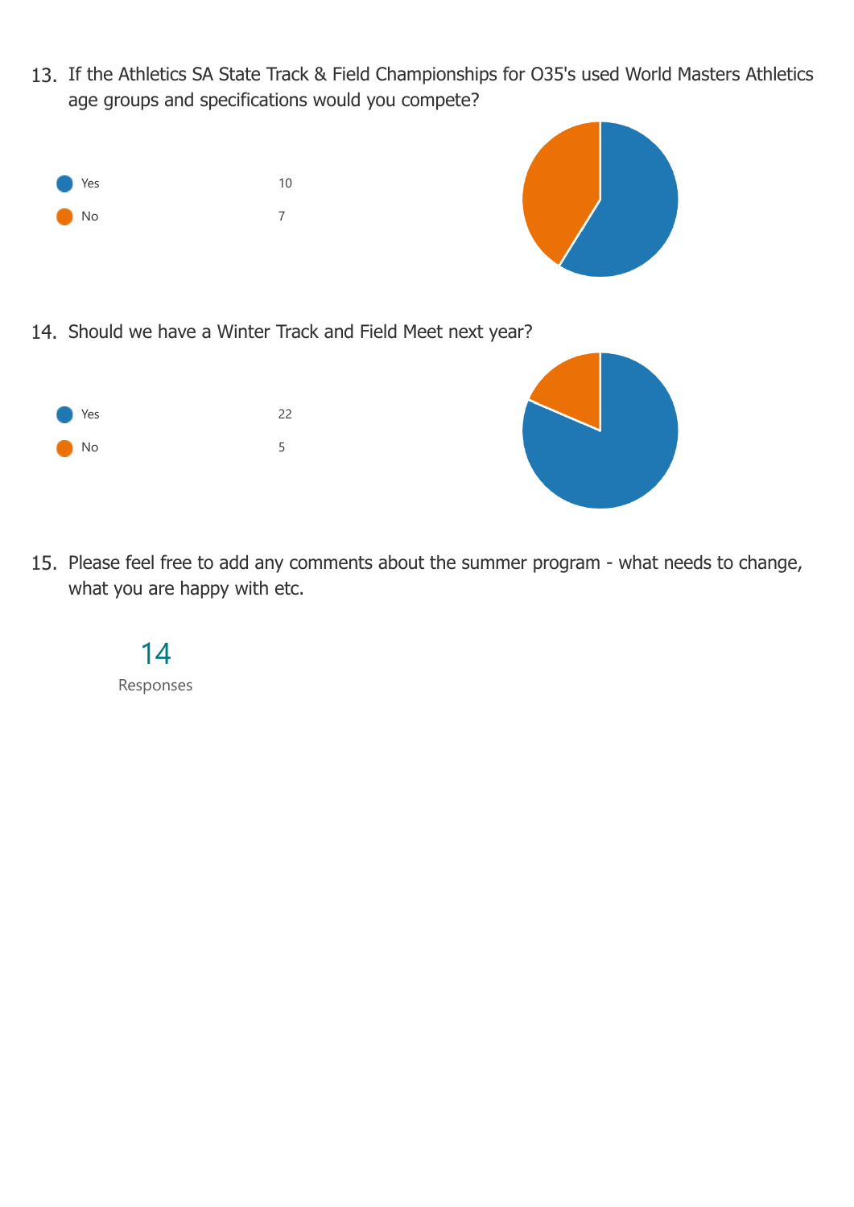13. If the Athletics SA State Track & Field Championships for O35's used World Masters Athletics age groups and specifications would you compete?

| Response | Count |
| --- | --- |
| Yes | 10 |
| No | 7 |

14. Should we have a Winter Track and Field Meet next year?

| Response | Count |
| --- | --- |
| Yes | 22 |
| No | 5 |

15. Please feel free to add any comments about the summer program - what needs to change, what you are happy with etc.

14

Responses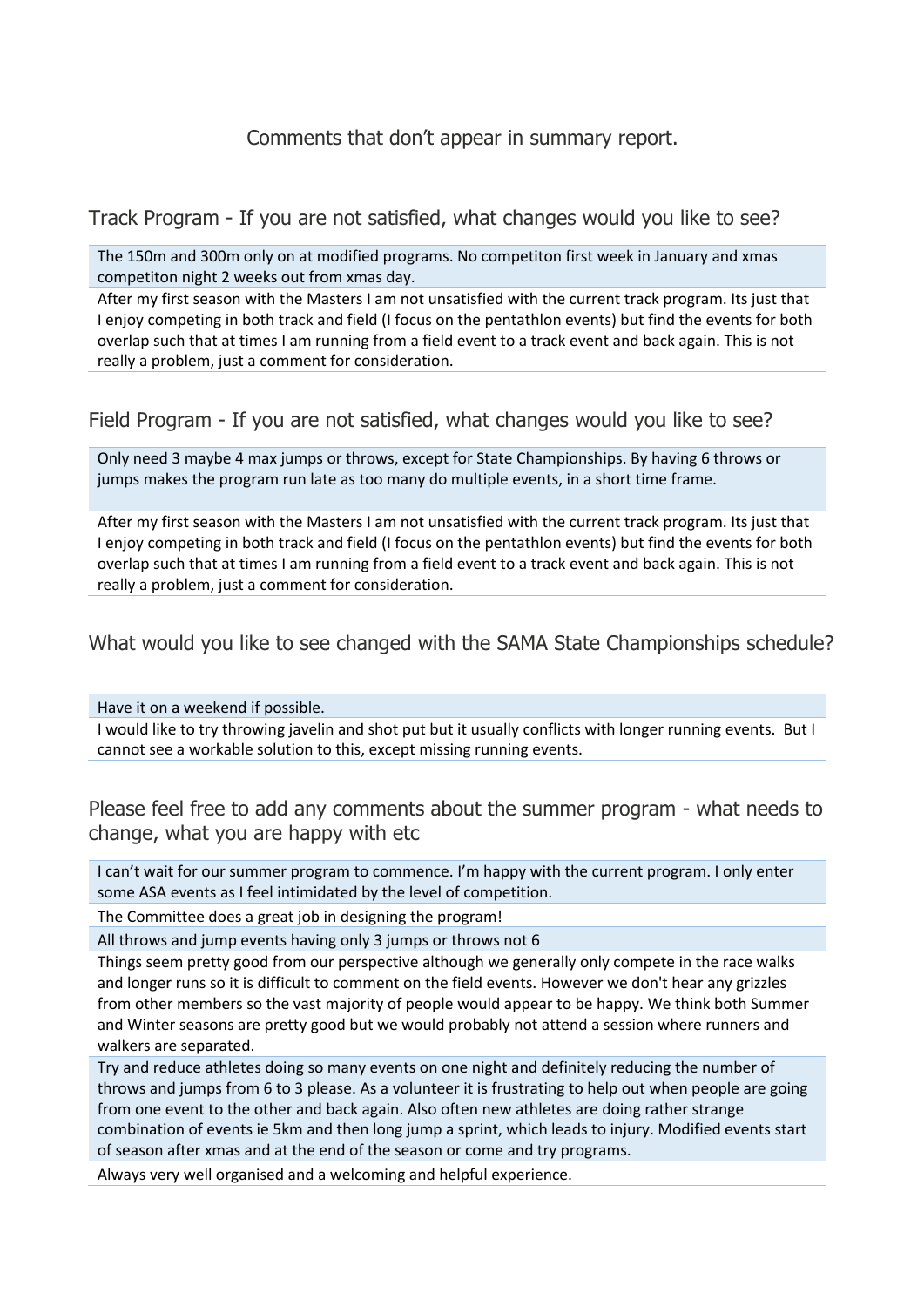# Comments that don't appear in summary report.

## Track Program - If you are not satisfied, what changes would you like to see?

| |
|---|
| The 150m and 300m only on at modified programs. No competiton first week in January and xmas competiton night 2 weeks out from xmas day. |
| After my first season with the Masters I am not unsatisfied with the current track program. Its just that I enjoy competing in both track and field (I focus on the pentathlon events) but find the events for both overlap such that at times I am running from a field event to a track event and back again. This is not really a problem, just a comment for consideration. |

## Field Program - If you are not satisfied, what changes would you like to see?

| |
|---|
| Only need 3 maybe 4 max jumps or throws, except for State Championships. By having 6 throws or jumps makes the program run late as too many do multiple events, in a short time frame. |
| After my first season with the Masters I am not unsatisfied with the current track program. Its just that I enjoy competing in both track and field (I focus on the pentathlon events) but find the events for both overlap such that at times I am running from a field event to a track event and back again. This is not really a problem, just a comment for consideration. |

## What would you like to see changed with the SAMA State Championships schedule?

| |
|---|
| Have it on a weekend if possible. |
| I would like to try throwing javelin and shot put but it usually conflicts with longer running events. But I cannot see a workable solution to this, except missing running events. |

## Please feel free to add any comments about the summer program - what needs to change, what you are happy with etc

| |
|---|
| I can't wait for our summer program to commence. I'm happy with the current program. I only enter some ASA events as I feel intimidated by the level of competition. |
| The Committee does a great job in designing the program! |
| All throws and jump events having only 3 jumps or throws not 6 |
| Things seem pretty good from our perspective although we generally only compete in the race walks and longer runs so it is difficult to comment on the field events. However we don't hear any grizzles from other members so the vast majority of people would appear to be happy. We think both Summer and Winter seasons are pretty good but we would probably not attend a session where runners and walkers are separated. |
| Try and reduce athletes doing so many events on one night and definitely reducing the number of throws and jumps from 6 to 3 please. As a volunteer it is frustrating to help out when people are going from one event to the other and back again. Also often new athletes are doing rather strange combination of events ie 5km and then long jump a sprint, which leads to injury. Modified events start of season after xmas and at the end of the season or come and try programs. |
| Always very well organised and a welcoming and helpful experience. |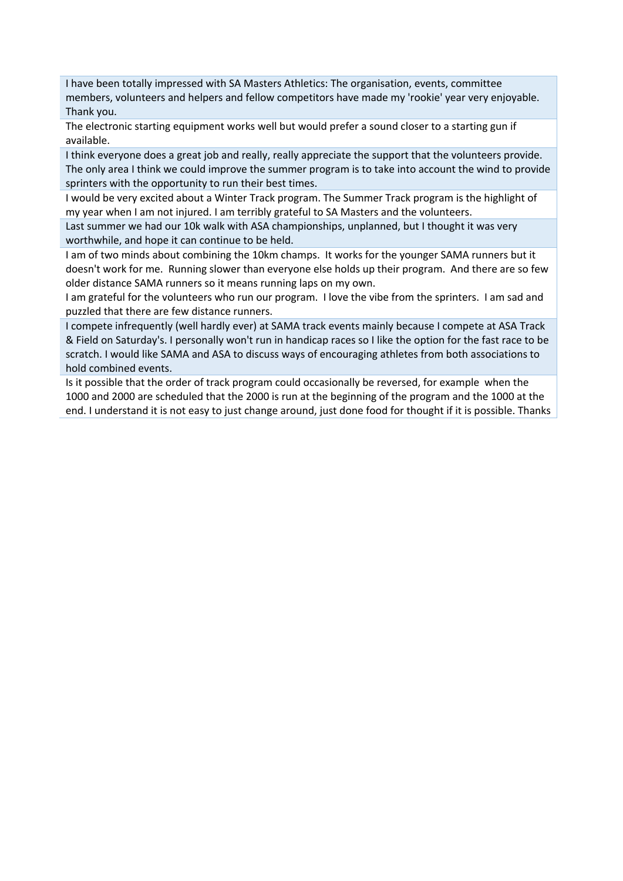| |
|---|
| I have been totally impressed with SA Masters Athletics: The organisation, events, committee members, volunteers and helpers and fellow competitors have made my 'rookie' year very enjoyable. Thank you. |
| The electronic starting equipment works well but would prefer a sound closer to a starting gun if available. |
| I think everyone does a great job and really, really appreciate the support that the volunteers provide. The only area I think we could improve the summer program is to take into account the wind to provide sprinters with the opportunity to run their best times. |
| I would be very excited about a Winter Track program. The Summer Track program is the highlight of my year when I am not injured. I am terribly grateful to SA Masters and the volunteers. |
| Last summer we had our 10k walk with ASA championships, unplanned, but I thought it was very worthwhile, and hope it can continue to be held. |
| I am of two minds about combining the 10km champs. It works for the younger SAMA runners but it doesn't work for me. Running slower than everyone else holds up their program. And there are so few older distance SAMA runners so it means running laps on my own. I am grateful for the volunteers who run our program. I love the vibe from the sprinters. I am sad and puzzled that there are few distance runners. |
| I compete infrequently (well hardly ever) at SAMA track events mainly because I compete at ASA Track & Field on Saturday's. I personally won't run in handicap races so I like the option for the fast race to be scratch. I would like SAMA and ASA to discuss ways of encouraging athletes from both associations to hold combined events. |
| Is it possible that the order of track program could occasionally be reversed, for example when the 1000 and 2000 are scheduled that the 2000 is run at the beginning of the program and the 1000 at the end. I understand it is not easy to just change around, just done food for thought if it is possible. Thanks |